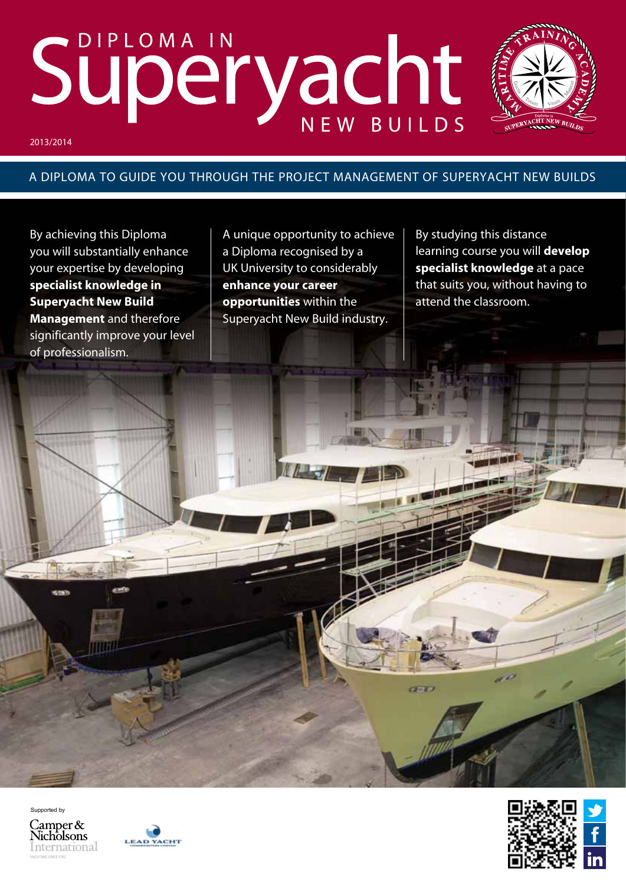# DIPLOMA IN Superyacht NEW BUILDS

2013/2014

## A DIPLOMA TO GUIDE YOU THROUGH THE PROJECT MANAGEMENT OF SUPERYACHT NEW BUILDS

By achieving this Diploma you will substantially enhance your expertise by developing **specialist knowledge in Superyacht New Build Management** and therefore significantly improve your level of professionalism.

A unique opportunity to achieve a Diploma recognised by a UK University to considerably **enhance your career opportunities** within the Superyacht New Build industry.

By studying this distance learning course you will **develop specialist knowledge** at a pace that suits you, without having to attend the classroom.

Supported by

Camper & Nicholsons International

LEAD YACHT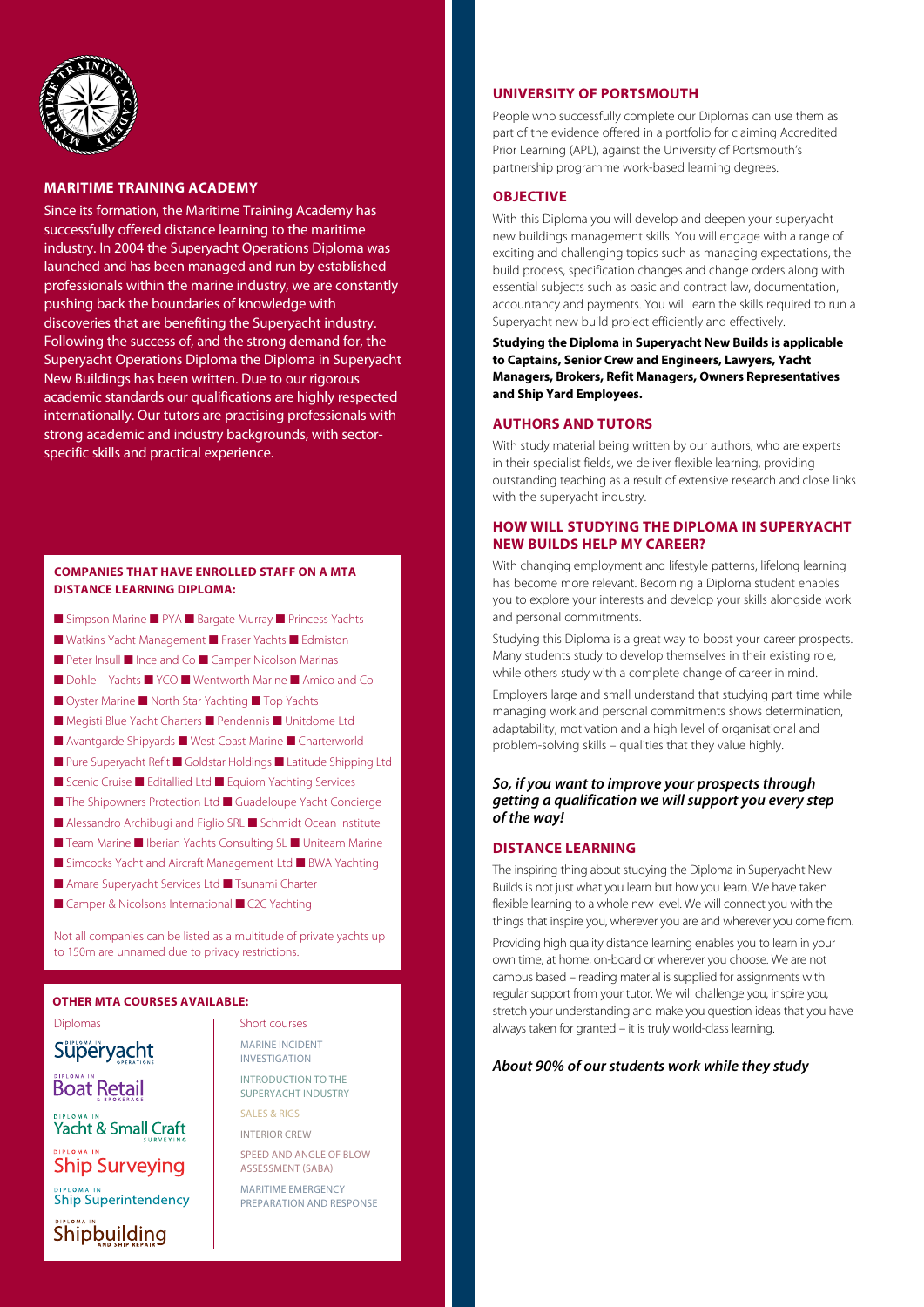## MARITIME TRAINING ACADEMY

Since its formation, the Maritime Training Academy has successfully offered distance learning to the maritime industry. In 2004 the Superyacht Operations Diploma was launched and has been managed and run by established professionals within the marine industry, we are constantly pushing back the boundaries of knowledge with discoveries that are benefiting the Superyacht industry. Following the success of, and the strong demand for, the Superyacht Operations Diploma the Diploma in Superyacht New Buildings has been written. Due to our rigorous academic standards our qualifications are highly respected internationally. Our tutors are practising professionals with strong academic and industry backgrounds, with sector-specific skills and practical experience.

### COMPANIES THAT HAVE ENROLLED STAFF ON A MTA DISTANCE LEARNING DIPLOMA:

- Simpson Marine ■ PYA ■ Bargate Murray ■ Princess Yachts
- Watkins Yacht Management ■ Fraser Yachts ■ Edmiston
- Peter Insull ■ Ince and Co ■ Camper Nicolson Marinas
- Dohle – Yachts ■ YCO ■ Wentworth Marine ■ Amico and Co
- Oyster Marine ■ North Star Yachting ■ Top Yachts
- Megisti Blue Yacht Charters ■ Pendennis ■ Unitdome Ltd
- Avantgarde Shipyards ■ West Coast Marine ■ Charterworld
- Pure Superyacht Refit ■ Goldstar Holdings ■ Latitude Shipping Ltd
- Scenic Cruise ■ Editallied Ltd ■ Equiom Yachting Services
- The Shipowners Protection Ltd ■ Guadeloupe Yacht Concierge
- Alessandro Archibugi and Figlio SRL ■ Schmidt Ocean Institute
- Team Marine ■ Iberian Yachts Consulting SL ■ Uniteam Marine
- Simcocks Yacht and Aircraft Management Ltd ■ BWA Yachting
- Amare Superyacht Services Ltd ■ Tsunami Charter
- Camper & Nicolsons International ■ C2C Yachting

Not all companies can be listed as a multitude of private yachts up to 150m are unnamed due to privacy restrictions.

### OTHER MTA COURSES AVAILABLE:

**Diplomas**

- Diploma in Superyacht Operations
- Diploma in Boat Retail & Brokerage
- Diploma in Yacht & Small Craft Surveying
- Diploma in Ship Surveying
- Diploma in Ship Superintendency
- Diploma in Shipbuilding and Ship Repair

**Short courses**

- MARINE INCIDENT INVESTIGATION
- INTRODUCTION TO THE SUPERYACHT INDUSTRY
- SALES & RIGS
- INTERIOR CREW
- SPEED AND ANGLE OF BLOW ASSESSMENT (SABA)
- MARITIME EMERGENCY PREPARATION AND RESPONSE

## UNIVERSITY OF PORTSMOUTH

People who successfully complete our Diplomas can use them as part of the evidence offered in a portfolio for claiming Accredited Prior Learning (APL), against the University of Portsmouth's partnership programme work-based learning degrees.

## OBJECTIVE

With this Diploma you will develop and deepen your superyacht new buildings management skills. You will engage with a range of exciting and challenging topics such as managing expectations, the build process, specification changes and change orders along with essential subjects such as basic and contract law, documentation, accountancy and payments. You will learn the skills required to run a Superyacht new build project efficiently and effectively.

**Studying the Diploma in Superyacht New Builds is applicable to Captains, Senior Crew and Engineers, Lawyers, Yacht Managers, Brokers, Refit Managers, Owners Representatives and Ship Yard Employees.**

## AUTHORS AND TUTORS

With study material being written by our authors, who are experts in their specialist fields, we deliver flexible learning, providing outstanding teaching as a result of extensive research and close links with the superyacht industry.

## HOW WILL STUDYING THE DIPLOMA IN SUPERYACHT NEW BUILDS HELP MY CAREER?

With changing employment and lifestyle patterns, lifelong learning has become more relevant. Becoming a Diploma student enables you to explore your interests and develop your skills alongside work and personal commitments.

Studying this Diploma is a great way to boost your career prospects. Many students study to develop themselves in their existing role, while others study with a complete change of career in mind.

Employers large and small understand that studying part time while managing work and personal commitments shows determination, adaptability, motivation and a high level of organisational and problem-solving skills – qualities that they value highly.

***So, if you want to improve your prospects through getting a qualification we will support you every step of the way!***

## DISTANCE LEARNING

The inspiring thing about studying the Diploma in Superyacht New Builds is not just what you learn but how you learn. We have taken flexible learning to a whole new level. We will connect you with the things that inspire you, wherever you are and wherever you come from.

Providing high quality distance learning enables you to learn in your own time, at home, on-board or wherever you choose. We are not campus based – reading material is supplied for assignments with regular support from your tutor. We will challenge you, inspire you, stretch your understanding and make you question ideas that you have always taken for granted – it is truly world-class learning.

***About 90% of our students work while they study***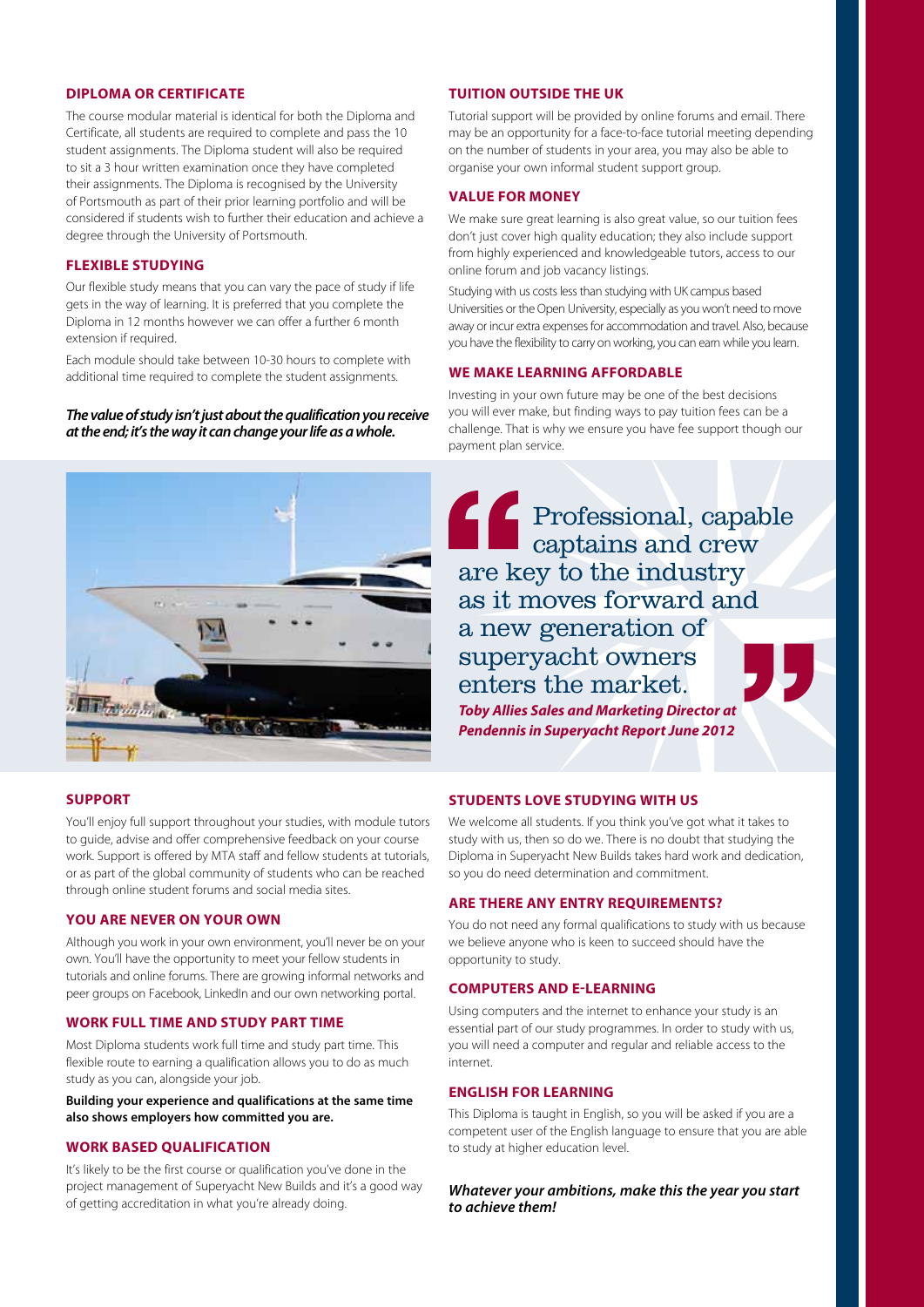## DIPLOMA OR CERTIFICATE

The course modular material is identical for both the Diploma and Certificate, all students are required to complete and pass the 10 student assignments. The Diploma student will also be required to sit a 3 hour written examination once they have completed their assignments. The Diploma is recognised by the University of Portsmouth as part of their prior learning portfolio and will be considered if students wish to further their education and achieve a degree through the University of Portsmouth.

## FLEXIBLE STUDYING

Our flexible study means that you can vary the pace of study if life gets in the way of learning. It is preferred that you complete the Diploma in 12 months however we can offer a further 6 month extension if required.

Each module should take between 10-30 hours to complete with additional time required to complete the student assignments.

***The value of study isn't just about the qualification you receive at the end; it's the way it can change your life as a whole.***

## TUITION OUTSIDE THE UK

Tutorial support will be provided by online forums and email. There may be an opportunity for a face-to-face tutorial meeting depending on the number of students in your area, you may also be able to organise your own informal student support group.

## VALUE FOR MONEY

We make sure great learning is also great value, so our tuition fees don't just cover high quality education; they also include support from highly experienced and knowledgeable tutors, access to our online forum and job vacancy listings.

Studying with us costs less than studying with UK campus based Universities or the Open University, especially as you won't need to move away or incur extra expenses for accommodation and travel. Also, because you have the flexibility to carry on working, you can earn while you learn.

## WE MAKE LEARNING AFFORDABLE

Investing in your own future may be one of the best decisions you will ever make, but finding ways to pay tuition fees can be a challenge. That is why we ensure you have fee support though our payment plan service.

> "Professional, capable captains and crew are key to the industry as it moves forward and a new generation of superyacht owners enters the market."
>
> ***Toby Allies Sales and Marketing Director at Pendennis in Superyacht Report June 2012***

## SUPPORT

You'll enjoy full support throughout your studies, with module tutors to guide, advise and offer comprehensive feedback on your course work. Support is offered by MTA staff and fellow students at tutorials, or as part of the global community of students who can be reached through online student forums and social media sites.

## YOU ARE NEVER ON YOUR OWN

Although you work in your own environment, you'll never be on your own. You'll have the opportunity to meet your fellow students in tutorials and online forums. There are growing informal networks and peer groups on Facebook, LinkedIn and our own networking portal.

## WORK FULL TIME AND STUDY PART TIME

Most Diploma students work full time and study part time. This flexible route to earning a qualification allows you to do as much study as you can, alongside your job.

**Building your experience and qualifications at the same time also shows employers how committed you are.**

## WORK BASED QUALIFICATION

It's likely to be the first course or qualification you've done in the project management of Superyacht New Builds and it's a good way of getting accreditation in what you're already doing.

## STUDENTS LOVE STUDYING WITH US

We welcome all students. If you think you've got what it takes to study with us, then so do we. There is no doubt that studying the Diploma in Superyacht New Builds takes hard work and dedication, so you do need determination and commitment.

## ARE THERE ANY ENTRY REQUIREMENTS?

You do not need any formal qualifications to study with us because we believe anyone who is keen to succeed should have the opportunity to study.

## COMPUTERS AND E-LEARNING

Using computers and the internet to enhance your study is an essential part of our study programmes. In order to study with us, you will need a computer and regular and reliable access to the internet.

## ENGLISH FOR LEARNING

This Diploma is taught in English, so you will be asked if you are a competent user of the English language to ensure that you are able to study at higher education level.

***Whatever your ambitions, make this the year you start to achieve them!***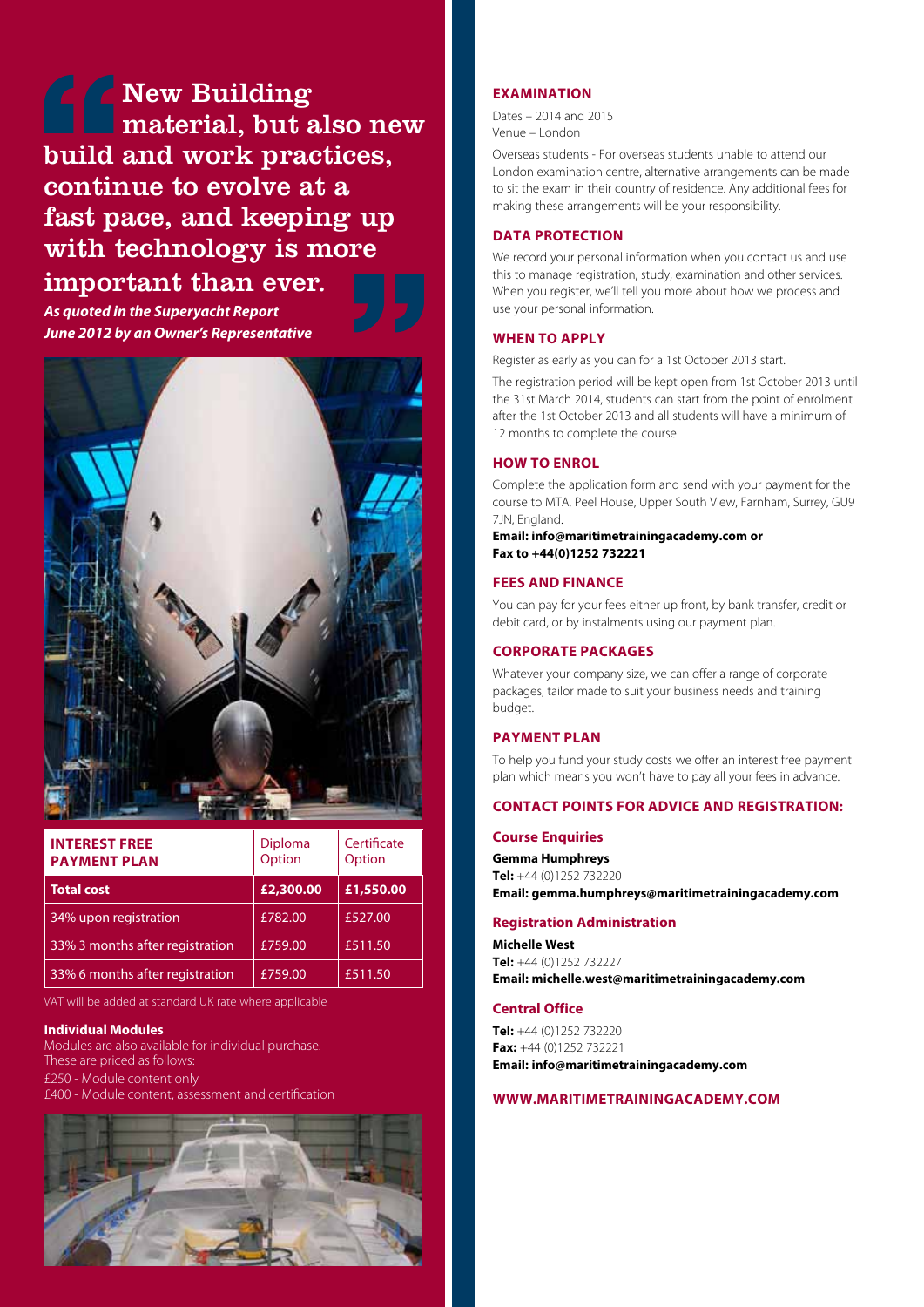> New Building material, but also new build and work practices, continue to evolve at a fast pace, and keeping up with technology is more important than ever.
>
> ***As quoted in the Superyacht Report June 2012 by an Owner's Representative***

| INTEREST FREE PAYMENT PLAN | Diploma Option | Certificate Option |
|---|---|---|
| **Total cost** | **£2,300.00** | **£1,550.00** |
| 34% upon registration | £782.00 | £527.00 |
| 33% 3 months after registration | £759.00 | £511.50 |
| 33% 6 months after registration | £759.00 | £511.50 |

VAT will be added at standard UK rate where applicable

**Individual Modules**

Modules are also available for individual purchase. These are priced as follows:

£250 - Module content only

£400 - Module content, assessment and certification

## EXAMINATION

Dates – 2014 and 2015

Venue – London

Overseas students - For overseas students unable to attend our London examination centre, alternative arrangements can be made to sit the exam in their country of residence. Any additional fees for making these arrangements will be your responsibility.

## DATA PROTECTION

We record your personal information when you contact us and use this to manage registration, study, examination and other services. When you register, we'll tell you more about how we process and use your personal information.

## WHEN TO APPLY

Register as early as you can for a 1st October 2013 start.

The registration period will be kept open from 1st October 2013 until the 31st March 2014, students can start from the point of enrolment after the 1st October 2013 and all students will have a minimum of 12 months to complete the course.

## HOW TO ENROL

Complete the application form and send with your payment for the course to MTA, Peel House, Upper South View, Farnham, Surrey, GU9 7JN, England.

**Email: info@maritimetrainingacademy.com or**
**Fax to +44(0)1252 732221**

## FEES AND FINANCE

You can pay for your fees either up front, by bank transfer, credit or debit card, or by instalments using our payment plan.

## CORPORATE PACKAGES

Whatever your company size, we can offer a range of corporate packages, tailor made to suit your business needs and training budget.

## PAYMENT PLAN

To help you fund your study costs we offer an interest free payment plan which means you won't have to pay all your fees in advance.

## CONTACT POINTS FOR ADVICE AND REGISTRATION:

### Course Enquiries

**Gemma Humphreys**
**Tel:** +44 (0)1252 732220
**Email: gemma.humphreys@maritimetrainingacademy.com**

### Registration Administration

**Michelle West**
**Tel:** +44 (0)1252 732227
**Email: michelle.west@maritimetrainingacademy.com**

### Central Office

**Tel:** +44 (0)1252 732220
**Fax:** +44 (0)1252 732221
**Email: info@maritimetrainingacademy.com**

**WWW.MARITIMETRAININGACADEMY.COM**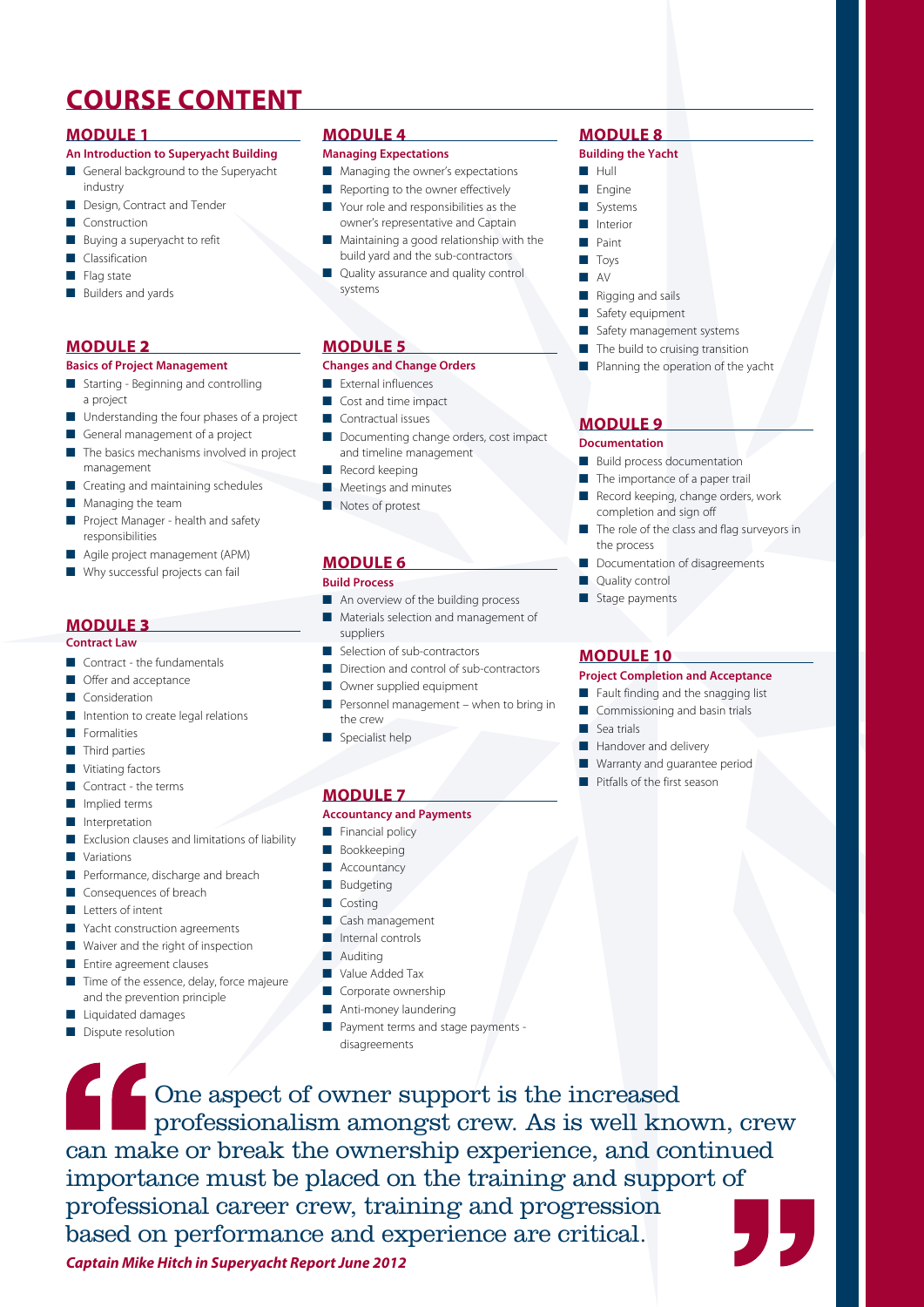# COURSE CONTENT

## MODULE 1

### An Introduction to Superyacht Building

- General background to the Superyacht industry
- Design, Contract and Tender
- Construction
- Buying a superyacht to refit
- Classification
- Flag state
- Builders and yards

## MODULE 2

### Basics of Project Management

- Starting - Beginning and controlling a project
- Understanding the four phases of a project
- General management of a project
- The basics mechanisms involved in project management
- Creating and maintaining schedules
- Managing the team
- Project Manager - health and safety responsibilities
- Agile project management (APM)
- Why successful projects can fail

## MODULE 3

### Contract Law

- Contract - the fundamentals
- Offer and acceptance
- Consideration
- Intention to create legal relations
- Formalities
- Third parties
- Vitiating factors
- Contract - the terms
- Implied terms
- Interpretation
- Exclusion clauses and limitations of liability
- Variations
- Performance, discharge and breach
- Consequences of breach
- Letters of intent
- Yacht construction agreements
- Waiver and the right of inspection
- Entire agreement clauses
- Time of the essence, delay, force majeure and the prevention principle
- Liquidated damages
- Dispute resolution

## MODULE 4

### Managing Expectations

- Managing the owner's expectations
- Reporting to the owner effectively
- Your role and responsibilities as the owner's representative and Captain
- Maintaining a good relationship with the build yard and the sub-contractors
- Quality assurance and quality control systems

## MODULE 5

### Changes and Change Orders

- External influences
- Cost and time impact
- Contractual issues
- Documenting change orders, cost impact and timeline management
- Record keeping
- Meetings and minutes
- Notes of protest

## MODULE 6

### Build Process

- An overview of the building process
- Materials selection and management of suppliers
- Selection of sub-contractors
- Direction and control of sub-contractors
- Owner supplied equipment
- Personnel management – when to bring in the crew
- Specialist help

## MODULE 7

### Accountancy and Payments

- Financial policy
- Bookkeeping
- Accountancy
- Budgeting
- Costing
- Cash management
- Internal controls
- Auditing
- Value Added Tax
- Corporate ownership
- Anti-money laundering
- Payment terms and stage payments - disagreements

## MODULE 8

### Building the Yacht

- Hull
- Engine
- Systems
- Interior
- Paint
- Toys
- AV
- Rigging and sails
- Safety equipment
- Safety management systems
- The build to cruising transition
- Planning the operation of the yacht

## MODULE 9

### Documentation

- Build process documentation
- The importance of a paper trail
- Record keeping, change orders, work completion and sign off
- The role of the class and flag surveyors in the process
- Documentation of disagreements
- Quality control
- Stage payments

## MODULE 10

### Project Completion and Acceptance

- Fault finding and the snagging list
- Commissioning and basin trials
- Sea trials
- Handover and delivery
- Warranty and guarantee period
- Pitfalls of the first season

> "One aspect of owner support is the increased professionalism amongst crew. As is well known, crew can make or break the ownership experience, and continued importance must be placed on the training and support of professional career crew, training and progression based on performance and experience are critical."
>
> ***Captain Mike Hitch in Superyacht Report June 2012***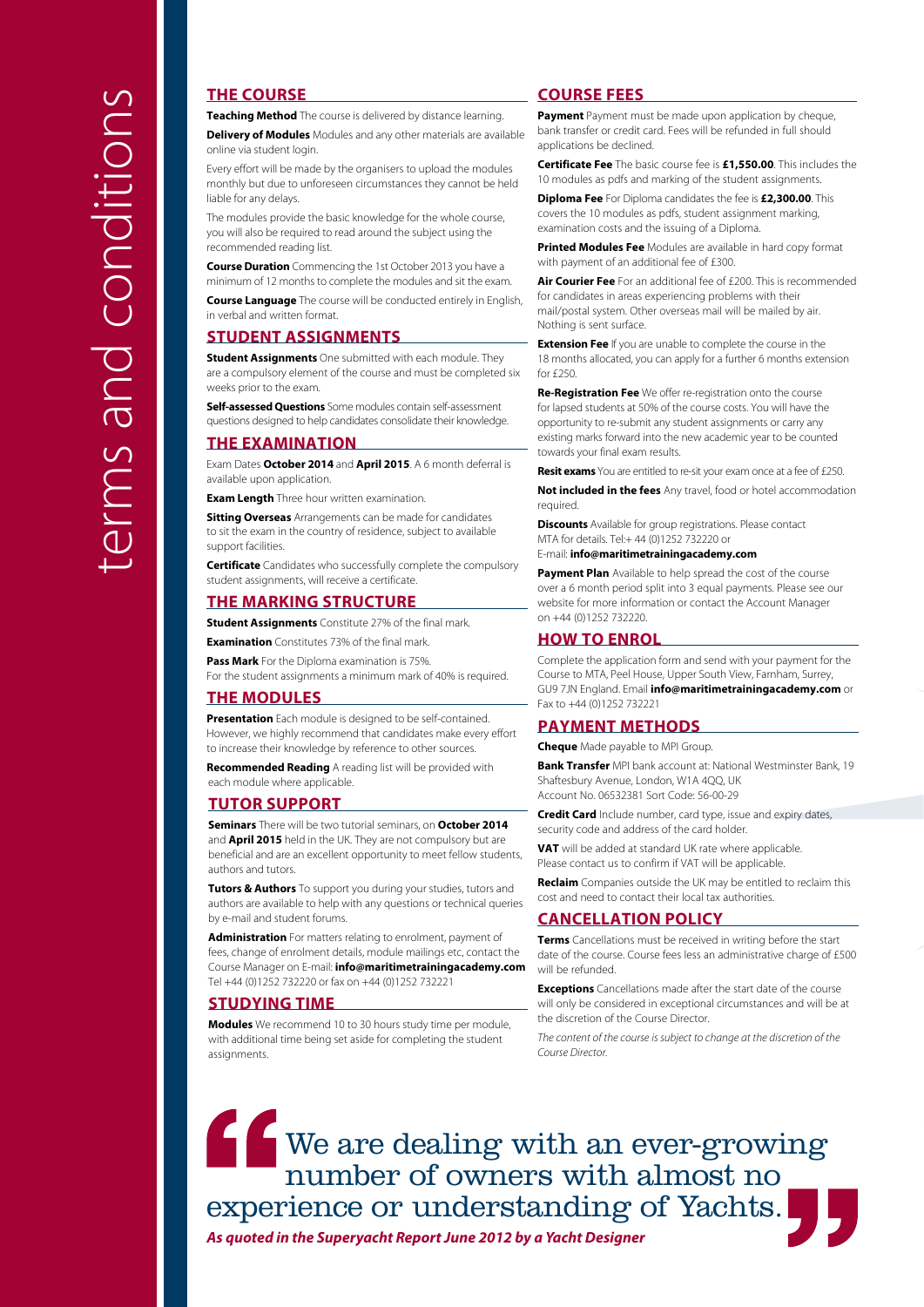# terms and conditions

## THE COURSE

**Teaching Method** The course is delivered by distance learning.

**Delivery of Modules** Modules and any other materials are available online via student login.

Every effort will be made by the organisers to upload the modules monthly but due to unforeseen circumstances they cannot be held liable for any delays.

The modules provide the basic knowledge for the whole course, you will also be required to read around the subject using the recommended reading list.

**Course Duration** Commencing the 1st October 2013 you have a minimum of 12 months to complete the modules and sit the exam.

**Course Language** The course will be conducted entirely in English, in verbal and written format.

## STUDENT ASSIGNMENTS

**Student Assignments** One submitted with each module. They are a compulsory element of the course and must be completed six weeks prior to the exam.

**Self-assessed Questions** Some modules contain self-assessment questions designed to help candidates consolidate their knowledge.

## THE EXAMINATION

Exam Dates **October 2014** and **April 2015**. A 6 month deferral is available upon application.

**Exam Length** Three hour written examination.

**Sitting Overseas** Arrangements can be made for candidates to sit the exam in the country of residence, subject to available support facilities.

**Certificate** Candidates who successfully complete the compulsory student assignments, will receive a certificate.

## THE MARKING STRUCTURE

**Student Assignments** Constitute 27% of the final mark.

**Examination** Constitutes 73% of the final mark.

**Pass Mark** For the Diploma examination is 75%.
For the student assignments a minimum mark of 40% is required.

## THE MODULES

**Presentation** Each module is designed to be self-contained. However, we highly recommend that candidates make every effort to increase their knowledge by reference to other sources.

**Recommended Reading** A reading list will be provided with each module where applicable.

## TUTOR SUPPORT

**Seminars** There will be two tutorial seminars, on **October 2014** and **April 2015** held in the UK. They are not compulsory but are beneficial and are an excellent opportunity to meet fellow students, authors and tutors.

**Tutors & Authors** To support you during your studies, tutors and authors are available to help with any questions or technical queries by e-mail and student forums.

**Administration** For matters relating to enrolment, payment of fees, change of enrolment details, module mailings etc, contact the Course Manager on E-mail: **info@maritimetrainingacademy.com** Tel +44 (0)1252 732220 or fax on +44 (0)1252 732221

## STUDYING TIME

**Modules** We recommend 10 to 30 hours study time per module, with additional time being set aside for completing the student assignments.

## COURSE FEES

**Payment** Payment must be made upon application by cheque, bank transfer or credit card. Fees will be refunded in full should applications be declined.

**Certificate Fee** The basic course fee is **£1,550.00**. This includes the 10 modules as pdfs and marking of the student assignments.

**Diploma Fee** For Diploma candidates the fee is **£2,300.00**. This covers the 10 modules as pdfs, student assignment marking, examination costs and the issuing of a Diploma.

**Printed Modules Fee** Modules are available in hard copy format with payment of an additional fee of £300.

**Air Courier Fee** For an additional fee of £200. This is recommended for candidates in areas experiencing problems with their mail/postal system. Other overseas mail will be mailed by air. Nothing is sent surface.

**Extension Fee** If you are unable to complete the course in the 18 months allocated, you can apply for a further 6 months extension for £250.

**Re-Registration Fee** We offer re-registration onto the course for lapsed students at 50% of the course costs. You will have the opportunity to re-submit any student assignments or carry any existing marks forward into the new academic year to be counted towards your final exam results.

**Resit exams** You are entitled to re-sit your exam once at a fee of £250.

**Not included in the fees** Any travel, food or hotel accommodation required.

**Discounts** Available for group registrations. Please contact MTA for details. Tel:+ 44 (0)1252 732220 or
E-mail: **info@maritimetrainingacademy.com**

**Payment Plan** Available to help spread the cost of the course over a 6 month period split into 3 equal payments. Please see our website for more information or contact the Account Manager on +44 (0)1252 732220.

## HOW TO ENROL

Complete the application form and send with your payment for the Course to MTA, Peel House, Upper South View, Farnham, Surrey, GU9 7JN England. Email **info@maritimetrainingacademy.com** or Fax to +44 (0)1252 732221

## PAYMENT METHODS

**Cheque** Made payable to MPI Group.

**Bank Transfer** MPI bank account at: National Westminster Bank, 19 Shaftesbury Avenue, London, W1A 4QQ, UK
Account No. 06532381 Sort Code: 56-00-29

**Credit Card** Include number, card type, issue and expiry dates, security code and address of the card holder.

**VAT** will be added at standard UK rate where applicable. Please contact us to confirm if VAT will be applicable.

**Reclaim** Companies outside the UK may be entitled to reclaim this cost and need to contact their local tax authorities.

## CANCELLATION POLICY

**Terms** Cancellations must be received in writing before the start date of the course. Course fees less an administrative charge of £500 will be refunded.

**Exceptions** Cancellations made after the start date of the course will only be considered in exceptional circumstances and will be at the discretion of the Course Director.

*The content of the course is subject to change at the discretion of the Course Director.*

> "We are dealing with an ever-growing number of owners with almost no experience or understanding of Yachts."

***As quoted in the Superyacht Report June 2012 by a Yacht Designer***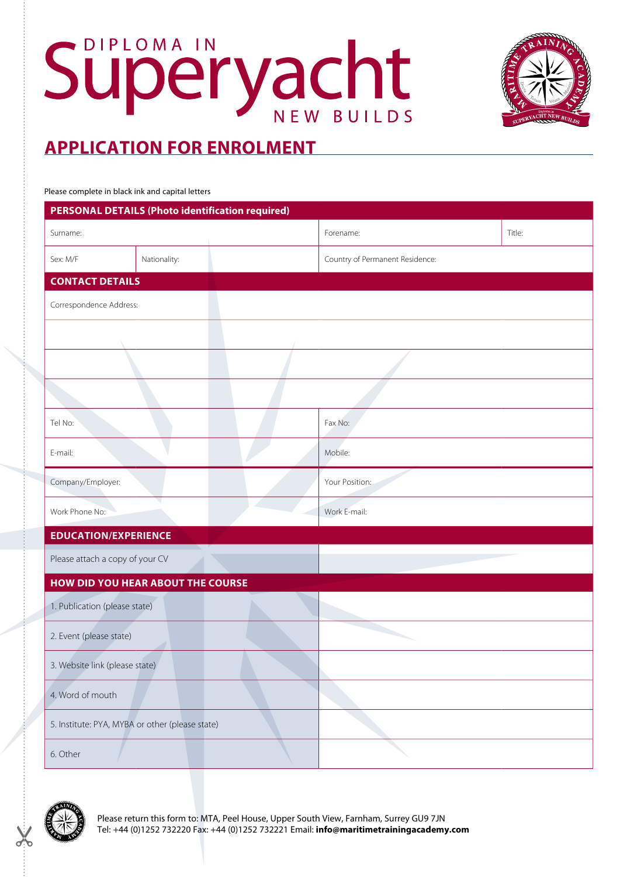# DIPLOMA IN Superyacht NEW BUILDS

## APPLICATION FOR ENROLMENT

Please complete in black ink and capital letters

| PERSONAL DETAILS (Photo identification required) | | | |
|---|---|---|---|
| Surname: | | Forename: | Title: |
| Sex: M/F | Nationality: | Country of Permanent Residence: | |

| CONTACT DETAILS | |
|---|---|
| Correspondence Address: | |
| | |
| | |
| | |
| Tel No: | Fax No: |
| E-mail: | Mobile: |
| Company/Employer: | Your Position: |
| Work Phone No: | Work E-mail: |

| EDUCATION/EXPERIENCE | |
|---|---|
| Please attach a copy of your CV | |

| HOW DID YOU HEAR ABOUT THE COURSE | |
|---|---|
| 1. Publication (please state) | |
| 2. Event (please state) | |
| 3. Website link (please state) | |
| 4. Word of mouth | |
| 5. Institute: PYA, MYBA or other (please state) | |
| 6. Other | |

Please return this form to: MTA, Peel House, Upper South View, Farnham, Surrey GU9 7JN
Tel: +44 (0)1252 732220 Fax: +44 (0)1252 732221 Email: **info@maritimetrainingacademy.com**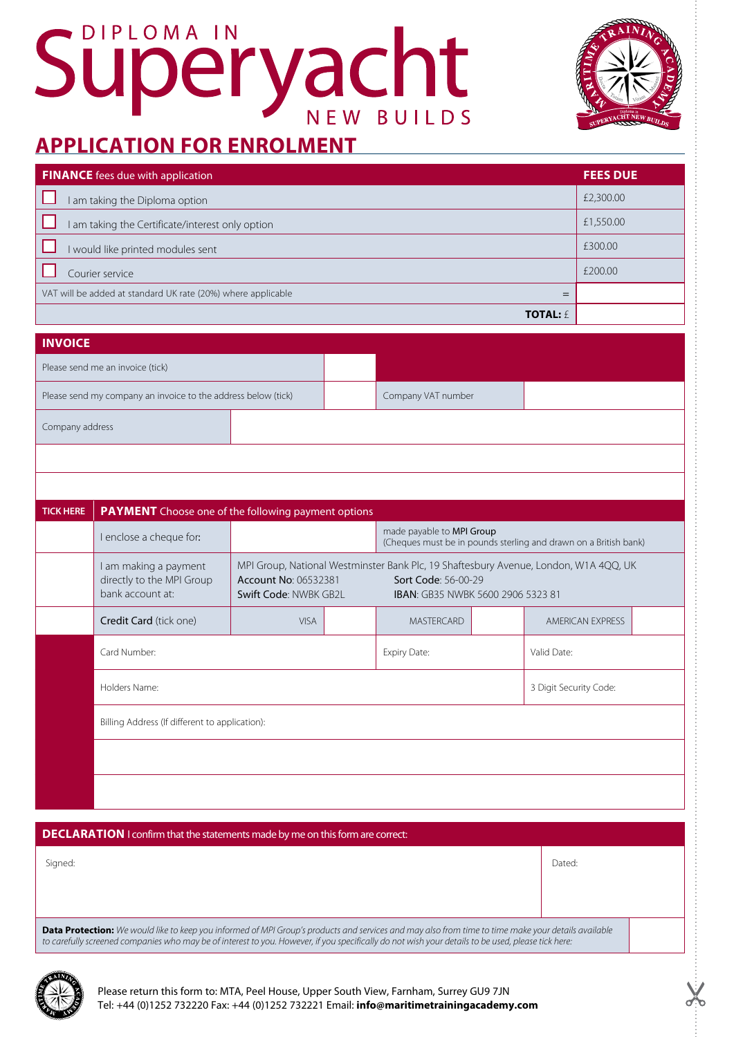# DIPLOMA IN Superyacht NEW BUILDS

## APPLICATION FOR ENROLMENT

| **FINANCE** fees due with application | **FEES DUE** |
|---|---|
| ☐ I am taking the Diploma option | £2,300.00 |
| ☐ I am taking the Certificate/interest only option | £1,550.00 |
| ☐ I would like printed modules sent | £300.00 |
| ☐ Courier service | £200.00 |
| VAT will be added at standard UK rate (20%) where applicable = | |
| **TOTAL:** £ | |

| **INVOICE** | | | |
|---|---|---|---|
| Please send me an invoice (tick) | | | |
| Please send my company an invoice to the address below (tick) | | Company VAT number | |
| Company address | | | |
| | | | |
| | | | |

| TICK HERE | **PAYMENT** Choose one of the following payment options | | | | | |
|---|---|---|---|---|---|---|
| | I enclose a cheque for: | | made payable to **MPI Group** (Cheques must be in pounds sterling and drawn on a British bank) | | | |
| | I am making a payment directly to the MPI Group bank account at: | MPI Group, National Westminster Bank Plc, 19 Shaftesbury Avenue, London, W1A 4QQ, UK<br>**Account No**: 06532381 **Sort Code**: 56-00-29<br>**Swift Code**: NWBK GB2L **IBAN**: GB35 NWBK 5600 2906 5323 81 | | | | |
| | **Credit Card** (tick one) | VISA | | MASTERCARD | | AMERICAN EXPRESS |
| | Card Number: | | Expiry Date: | | Valid Date: | |
| | Holders Name: | | | | 3 Digit Security Code: | |
| | Billing Address (If different to application): | | | | | |
| | | | | | | |
| | | | | | | |

| **DECLARATION** I confirm that the statements made by me on this form are correct: | |
|---|---|
| Signed: | Dated: |
| **Data Protection:** *We would like to keep you informed of MPI Group's products and services and may also from time to time make your details available to carefully screened companies who may be of interest to you. However, if you specifically do not wish your details to be used, please tick here:* | |

Please return this form to: MTA, Peel House, Upper South View, Farnham, Surrey GU9 7JN
Tel: +44 (0)1252 732220 Fax: +44 (0)1252 732221 Email: **info@maritimetrainingacademy.com**